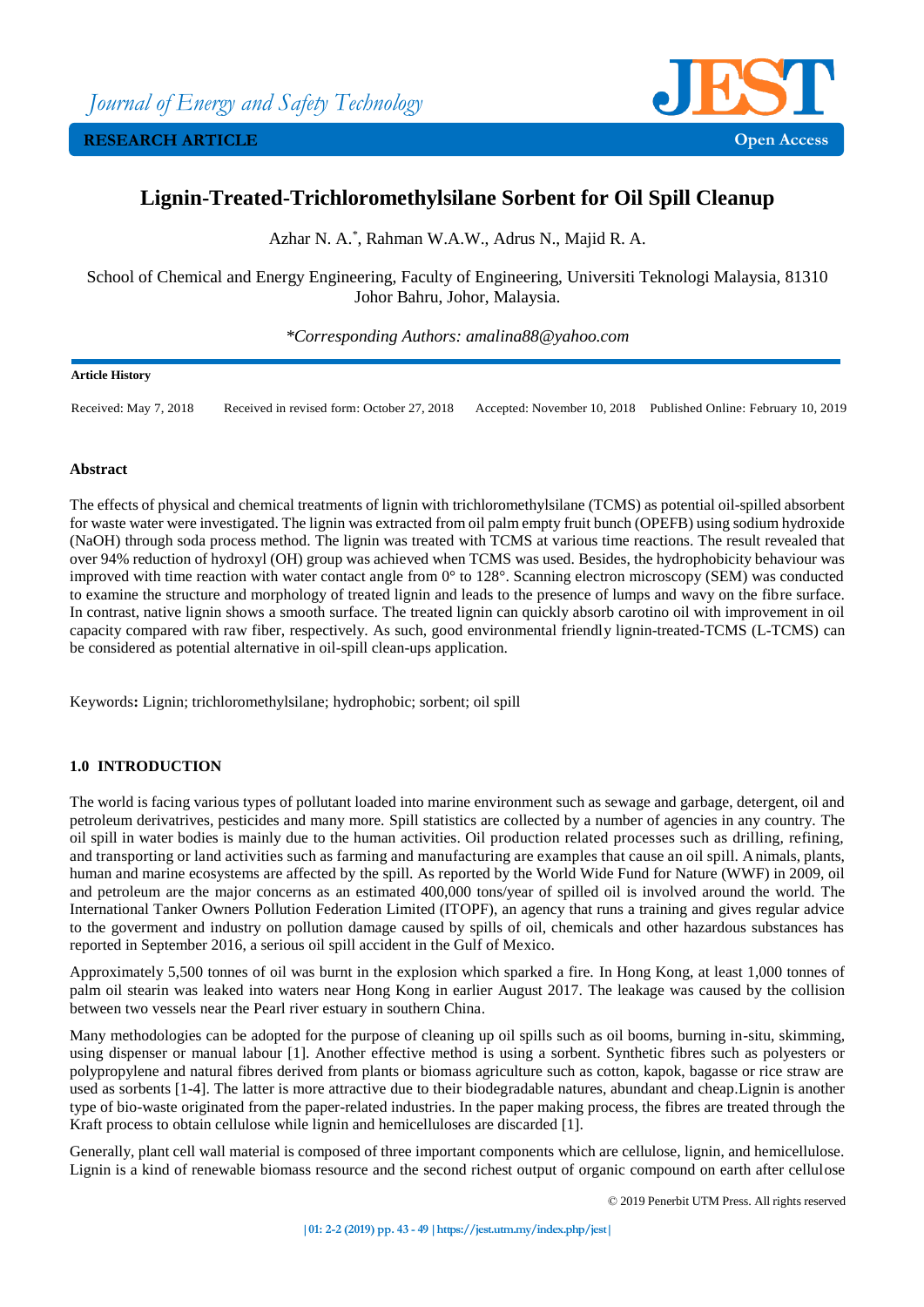Journal of Energy and Safety Technology

RESEARCH ARTICLE

Open Access

# Lignin-Treated-Trichloromethylsilane Sorbent for Oil Spill Cleanup

Azhar N. A.[*], Rahman W.A.W., Adrus N., Majid R. A.

School of Chemical and Energy Engineering, Faculty of Engineering, Universiti Teknologi Malaysia, 81310 Johor Bahru, Johor, Malaysia.

*Corresponding Authors: amalina88@yahoo.com

**Article History**

Received: May 7, 2018 Received in revised form: October 27, 2018 Accepted: November 10, 2018 Published Online: February 10, 2019

## Abstract

The effects of physical and chemical treatments of lignin with trichloromethylsilane (TCMS) as potential oil-spilled absorbent for waste water were investigated. The lignin was extracted from oil palm empty fruit bunch (OPEFB) using sodium hydroxide (NaOH) through soda process method. The lignin was treated with TCMS at various time reactions. The result revealed that over 94% reduction of hydroxyl (OH) group was achieved when TCMS was used. Besides, the hydrophobicity behaviour was improved with time reaction with water contact angle from 0° to 128°. Scanning electron microscopy (SEM) was conducted to examine the structure and morphology of treated lignin and leads to the presence of lumps and wavy on the fibre surface. In contrast, native lignin shows a smooth surface. The treated lignin can quickly absorb carotino oil with improvement in oil capacity compared with raw fiber, respectively. As such, good environmental friendly lignin-treated-TCMS (L-TCMS) can be considered as potential alternative in oil-spill clean-ups application.

Keywords**:** Lignin; trichloromethylsilane; hydrophobic; sorbent; oil spill

## 1.0 INTRODUCTION

The world is facing various types of pollutant loaded into marine environment such as sewage and garbage, detergent, oil and petroleum derivatrives, pesticides and many more. Spill statistics are collected by a number of agencies in any country. The oil spill in water bodies is mainly due to the human activities. Oil production related processes such as drilling, refining, and transporting or land activities such as farming and manufacturing are examples that cause an oil spill. Animals, plants, human and marine ecosystems are affected by the spill. As reported by the World Wide Fund for Nature (WWF) in 2009, oil and petroleum are the major concerns as an estimated 400,000 tons/year of spilled oil is involved around the world. The International Tanker Owners Pollution Federation Limited (ITOPF), an agency that runs a training and gives regular advice to the goverment and industry on pollution damage caused by spills of oil, chemicals and other hazardous substances has reported in September 2016, a serious oil spill accident in the Gulf of Mexico.

Approximately 5,500 tonnes of oil was burnt in the explosion which sparked a fire. In Hong Kong, at least 1,000 tonnes of palm oil stearin was leaked into waters near Hong Kong in earlier August 2017. The leakage was caused by the collision between two vessels near the Pearl river estuary in southern China.

Many methodologies can be adopted for the purpose of cleaning up oil spills such as oil booms, burning in-situ, skimming, using dispenser or manual labour [1]. Another effective method is using a sorbent. Synthetic fibres such as polyesters or polypropylene and natural fibres derived from plants or biomass agriculture such as cotton, kapok, bagasse or rice straw are used as sorbents [1-4]. The latter is more attractive due to their biodegradable natures, abundant and cheap.Lignin is another type of bio-waste originated from the paper-related industries. In the paper making process, the fibres are treated through the Kraft process to obtain cellulose while lignin and hemicelluloses are discarded [1].

Generally, plant cell wall material is composed of three important components which are cellulose, lignin, and hemicellulose. Lignin is a kind of renewable biomass resource and the second richest output of organic compound on earth after cellulose

© 2019 Penerbit UTM Press. All rights reserved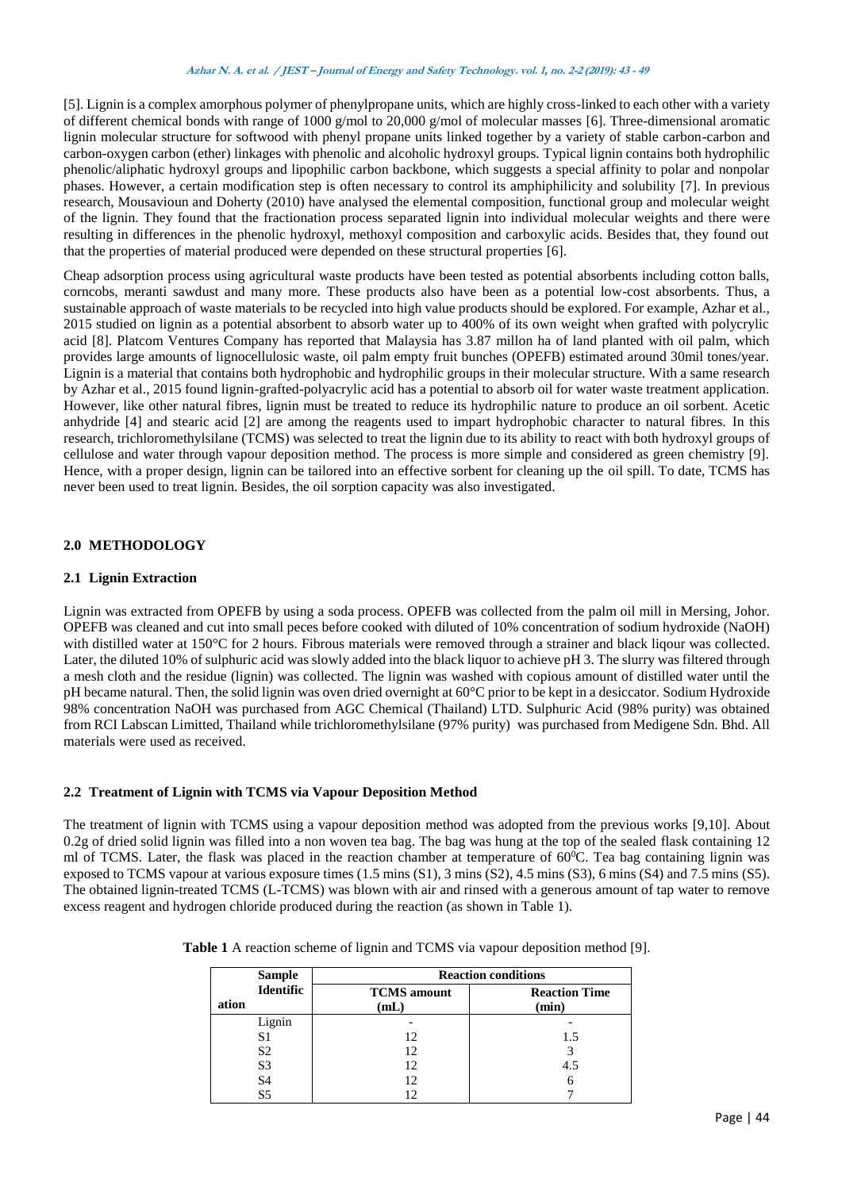[5]. Lignin is a complex amorphous polymer of phenylpropane units, which are highly cross-linked to each other with a variety of different chemical bonds with range of 1000 g/mol to 20,000 g/mol of molecular masses [6]. Three-dimensional aromatic lignin molecular structure for softwood with phenyl propane units linked together by a variety of stable carbon-carbon and carbon-oxygen carbon (ether) linkages with phenolic and alcoholic hydroxyl groups. Typical lignin contains both hydrophilic phenolic/aliphatic hydroxyl groups and lipophilic carbon backbone, which suggests a special affinity to polar and nonpolar phases. However, a certain modification step is often necessary to control its amphiphilicity and solubility [7]. In previous research, Mousavioun and Doherty (2010) have analysed the elemental composition, functional group and molecular weight of the lignin. They found that the fractionation process separated lignin into individual molecular weights and there were resulting in differences in the phenolic hydroxyl, methoxyl composition and carboxylic acids. Besides that, they found out that the properties of material produced were depended on these structural properties [6].

Cheap adsorption process using agricultural waste products have been tested as potential absorbents including cotton balls, corncobs, meranti sawdust and many more. These products also have been as a potential low-cost absorbents. Thus, a sustainable approach of waste materials to be recycled into high value products should be explored. For example, Azhar et al., 2015 studied on lignin as a potential absorbent to absorb water up to 400% of its own weight when grafted with polycrylic acid [8]. Platcom Ventures Company has reported that Malaysia has 3.87 millon ha of land planted with oil palm, which provides large amounts of lignocellulosic waste, oil palm empty fruit bunches (OPEFB) estimated around 30mil tones/year. Lignin is a material that contains both hydrophobic and hydrophilic groups in their molecular structure. With a same research by Azhar et al., 2015 found lignin-grafted-polyacrylic acid has a potential to absorb oil for water waste treatment application. However, like other natural fibres, lignin must be treated to reduce its hydrophilic nature to produce an oil sorbent. Acetic anhydride [4] and stearic acid [2] are among the reagents used to impart hydrophobic character to natural fibres. In this research, trichloromethylsilane (TCMS) was selected to treat the lignin due to its ability to react with both hydroxyl groups of cellulose and water through vapour deposition method. The process is more simple and considered as green chemistry [9]. Hence, with a proper design, lignin can be tailored into an effective sorbent for cleaning up the oil spill. To date, TCMS has never been used to treat lignin. Besides, the oil sorption capacity was also investigated.

## 2.0 METHODOLOGY

### 2.1 Lignin Extraction

Lignin was extracted from OPEFB by using a soda process. OPEFB was collected from the palm oil mill in Mersing, Johor. OPEFB was cleaned and cut into small peces before cooked with diluted of 10% concentration of sodium hydroxide (NaOH) with distilled water at 150°C for 2 hours. Fibrous materials were removed through a strainer and black liqour was collected. Later, the diluted 10% of sulphuric acid was slowly added into the black liquor to achieve pH 3. The slurry was filtered through a mesh cloth and the residue (lignin) was collected. The lignin was washed with copious amount of distilled water until the pH became natural. Then, the solid lignin was oven dried overnight at 60°C prior to be kept in a desiccator. Sodium Hydroxide 98% concentration NaOH was purchased from AGC Chemical (Thailand) LTD. Sulphuric Acid (98% purity) was obtained from RCI Labscan Limitted, Thailand while trichloromethylsilane (97% purity) was purchased from Medigene Sdn. Bhd. All materials were used as received.

### 2.2 Treatment of Lignin with TCMS via Vapour Deposition Method

The treatment of lignin with TCMS using a vapour deposition method was adopted from the previous works [9,10]. About 0.2g of dried solid lignin was filled into a non woven tea bag. The bag was hung at the top of the sealed flask containing 12 ml of TCMS. Later, the flask was placed in the reaction chamber at temperature of 60°C. Tea bag containing lignin was exposed to TCMS vapour at various exposure times (1.5 mins (S1), 3 mins (S2), 4.5 mins (S3), 6 mins (S4) and 7.5 mins (S5). The obtained lignin-treated TCMS (L-TCMS) was blown with air and rinsed with a generous amount of tap water to remove excess reagent and hydrogen chloride produced during the reaction (as shown in Table 1).

**Table 1** A reaction scheme of lignin and TCMS via vapour deposition method [9].

| Sample Identification | Reaction conditions | |
|---|---|---|
| | TCMS amount (mL) | Reaction Time (min) |
| Lignin | - | - |
| S1 | 12 | 1.5 |
| S2 | 12 | 3 |
| S3 | 12 | 4.5 |
| S4 | 12 | 6 |
| S5 | 12 | 7 |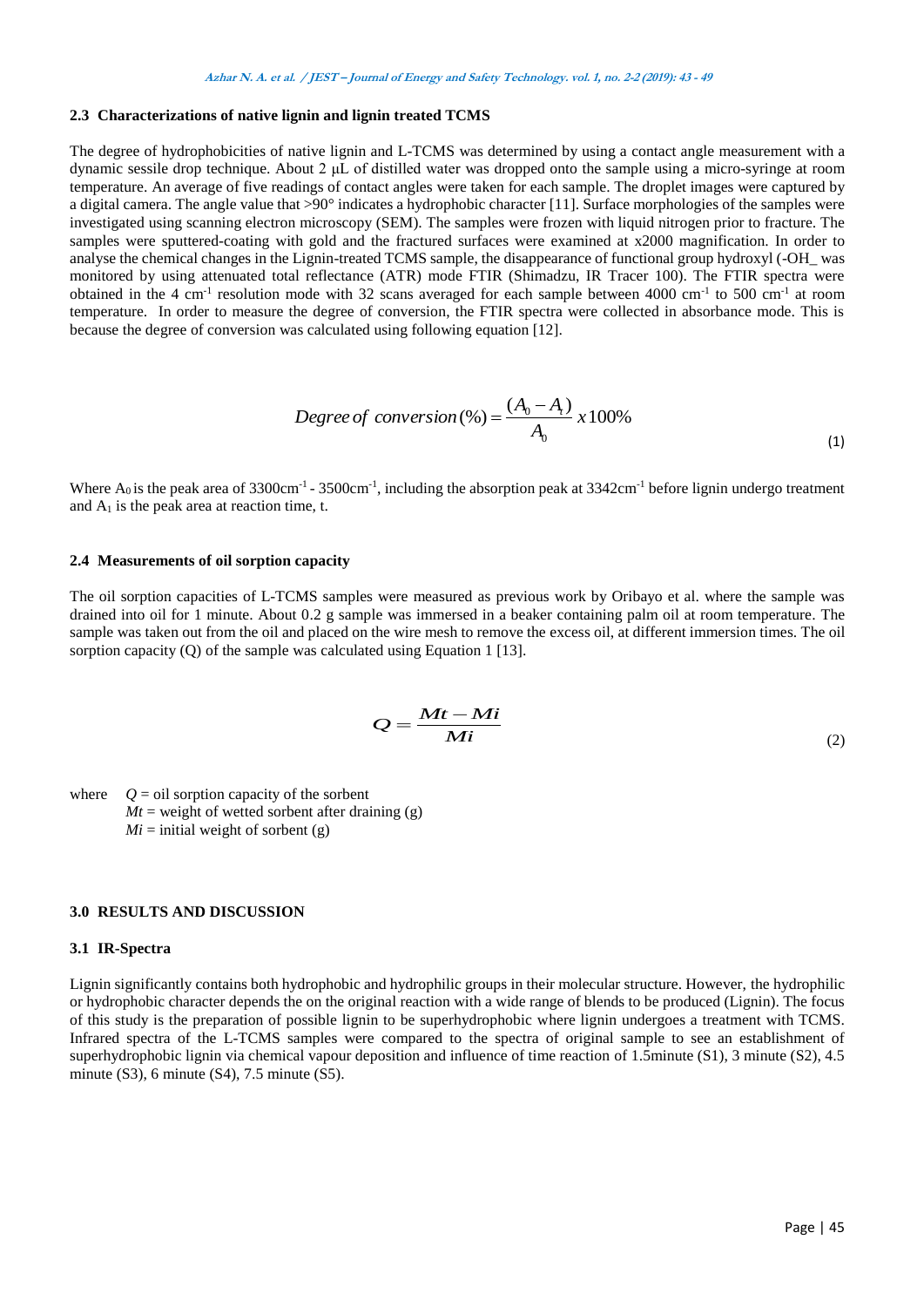### 2.3 Characterizations of native lignin and lignin treated TCMS

The degree of hydrophobicities of native lignin and L-TCMS was determined by using a contact angle measurement with a dynamic sessile drop technique. About 2 μL of distilled water was dropped onto the sample using a micro-syringe at room temperature. An average of five readings of contact angles were taken for each sample. The droplet images were captured by a digital camera. The angle value that >90° indicates a hydrophobic character [11]. Surface morphologies of the samples were investigated using scanning electron microscopy (SEM). The samples were frozen with liquid nitrogen prior to fracture. The samples were sputtered-coating with gold and the fractured surfaces were examined at x2000 magnification. In order to analyse the chemical changes in the Lignin-treated TCMS sample, the disappearance of functional group hydroxyl (-OH_ was monitored by using attenuated total reflectance (ATR) mode FTIR (Shimadzu, IR Tracer 100). The FTIR spectra were obtained in the 4 $cm^{-1}$ resolution mode with 32 scans averaged for each sample between 4000 $cm^{-1}$ to 500 $cm^{-1}$ at room temperature. In order to measure the degree of conversion, the FTIR spectra were collected in absorbance mode. This is because the degree of conversion was calculated using following equation [12].

$$Degree\ of\ conversion\,(\%) = \frac{(A_0 - A_t)}{A_0}\, x\, 100\% \tag{1}$$

Where $A_0$ is the peak area of 3300$cm^{-1}$ - 3500$cm^{-1}$, including the absorption peak at 3342$cm^{-1}$ before lignin undergo treatment and $A_1$ is the peak area at reaction time, t.

### 2.4 Measurements of oil sorption capacity

The oil sorption capacities of L-TCMS samples were measured as previous work by Oribayo et al. where the sample was drained into oil for 1 minute. About 0.2 g sample was immersed in a beaker containing palm oil at room temperature. The sample was taken out from the oil and placed on the wire mesh to remove the excess oil, at different immersion times. The oil sorption capacity (Q) of the sample was calculated using Equation 1 [13].

$$Q = \frac{Mt - Mi}{Mi} \tag{2}$$

where $Q$ = oil sorption capacity of the sorbent
$Mt$ = weight of wetted sorbent after draining (g)
$Mi$ = initial weight of sorbent (g)

## 3.0 RESULTS AND DISCUSSION

### 3.1 IR-Spectra

Lignin significantly contains both hydrophobic and hydrophilic groups in their molecular structure. However, the hydrophilic or hydrophobic character depends the on the original reaction with a wide range of blends to be produced (Lignin). The focus of this study is the preparation of possible lignin to be superhydrophobic where lignin undergoes a treatment with TCMS. Infrared spectra of the L-TCMS samples were compared to the spectra of original sample to see an establishment of superhydrophobic lignin via chemical vapour deposition and influence of time reaction of 1.5minute (S1), 3 minute (S2), 4.5 minute (S3), 6 minute (S4), 7.5 minute (S5).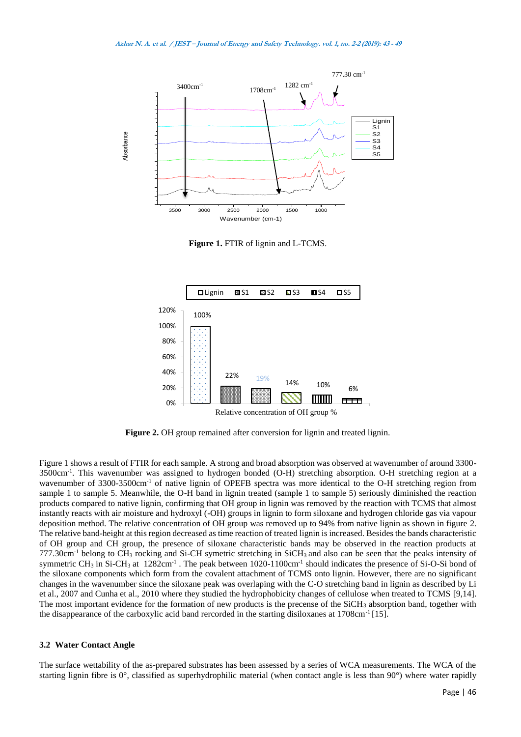**Figure 1.** FTIR of lignin and L-TCMS.

**Figure 2.** OH group remained after conversion for lignin and treated lignin.

Figure 1 shows a result of FTIR for each sample. A strong and broad absorption was observed at wavenumber of around 3300-3500cm$^{-1}$. This wavenumber was assigned to hydrogen bonded (O-H) stretching absorption. O-H stretching region at a wavenumber of 3300-3500cm$^{-1}$ of native lignin of OPEFB spectra was more identical to the O-H stretching region from sample 1 to sample 5. Meanwhile, the O-H band in lignin treated (sample 1 to sample 5) seriously diminished the reaction products compared to native lignin, confirming that OH group in lignin was removed by the reaction with TCMS that almost instantly reacts with air moisture and hydroxyl (-OH) groups in lignin to form siloxane and hydrogen chloride gas via vapour deposition method. The relative concentration of OH group was removed up to 94% from native lignin as shown in figure 2. The relative band-height at this region decreased as time reaction of treated lignin is increased. Besides the bands characteristic of OH group and CH group, the presence of siloxane characteristic bands may be observed in the reaction products at 777.30cm$^{-1}$ belong to $CH_3$ rocking and Si-CH symetric stretching in $SiCH_3$ and also can be seen that the peaks intensity of symmetric $CH_3$ in Si-$CH_3$ at 1282cm$^{-1}$ . The peak between 1020-1100cm$^{-1}$ should indicates the presence of Si-O-Si bond of the siloxane components which form from the covalent attachment of TCMS onto lignin. However, there are no significant changes in the wavenumber since the siloxane peak was overlaping with the C-O stretching band in lignin as described by Li et al., 2007 and Cunha et al., 2010 where they studied the hydrophobicity changes of cellulose when treated to TCMS [9,14]. The most important evidence for the formation of new products is the precense of the $SiCH_3$ absorption band, together with the disappearance of the carboxylic acid band rercorded in the starting disiloxanes at 1708cm$^{-1}$ [15].

### 3.2 Water Contact Angle

The surface wettability of the as-prepared substrates has been assessed by a series of WCA measurements. The WCA of the starting lignin fibre is 0°, classified as superhydrophilic material (when contact angle is less than 90°) where water rapidly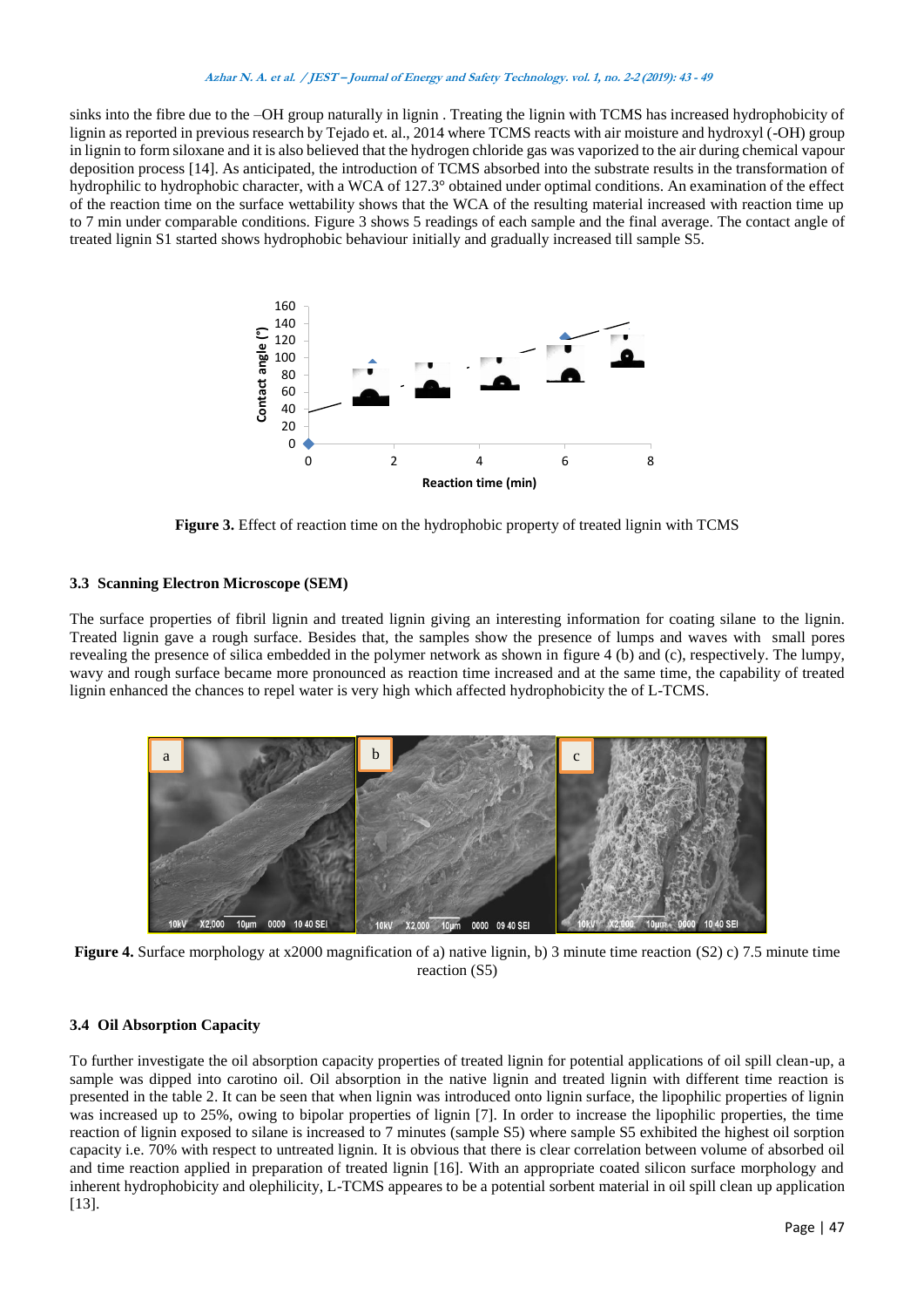sinks into the fibre due to the –OH group naturally in lignin . Treating the lignin with TCMS has increased hydrophobicity of lignin as reported in previous research by Tejado et. al., 2014 where TCMS reacts with air moisture and hydroxyl (-OH) group in lignin to form siloxane and it is also believed that the hydrogen chloride gas was vaporized to the air during chemical vapour deposition process [14]. As anticipated, the introduction of TCMS absorbed into the substrate results in the transformation of hydrophilic to hydrophobic character, with a WCA of 127.3° obtained under optimal conditions. An examination of the effect of the reaction time on the surface wettability shows that the WCA of the resulting material increased with reaction time up to 7 min under comparable conditions. Figure 3 shows 5 readings of each sample and the final average. The contact angle of treated lignin S1 started shows hydrophobic behaviour initially and gradually increased till sample S5.

**Figure 3.** Effect of reaction time on the hydrophobic property of treated lignin with TCMS

### 3.3 Scanning Electron Microscope (SEM)

The surface properties of fibril lignin and treated lignin giving an interesting information for coating silane to the lignin. Treated lignin gave a rough surface. Besides that, the samples show the presence of lumps and waves with small pores revealing the presence of silica embedded in the polymer network as shown in figure 4 (b) and (c), respectively. The lumpy, wavy and rough surface became more pronounced as reaction time increased and at the same time, the capability of treated lignin enhanced the chances to repel water is very high which affected hydrophobicity the of L-TCMS.

**Figure 4.** Surface morphology at x2000 magnification of a) native lignin, b) 3 minute time reaction (S2) c) 7.5 minute time reaction (S5)

### 3.4 Oil Absorption Capacity

To further investigate the oil absorption capacity properties of treated lignin for potential applications of oil spill clean-up, a sample was dipped into carotino oil. Oil absorption in the native lignin and treated lignin with different time reaction is presented in the table 2. It can be seen that when lignin was introduced onto lignin surface, the lipophilic properties of lignin was increased up to 25%, owing to bipolar properties of lignin [7]. In order to increase the lipophilic properties, the time reaction of lignin exposed to silane is increased to 7 minutes (sample S5) where sample S5 exhibited the highest oil sorption capacity i.e. 70% with respect to untreated lignin. It is obvious that there is clear correlation between volume of absorbed oil and time reaction applied in preparation of treated lignin [16]. With an appropriate coated silicon surface morphology and inherent hydrophobicity and olephilicity, L-TCMS appeares to be a potential sorbent material in oil spill clean up application [13].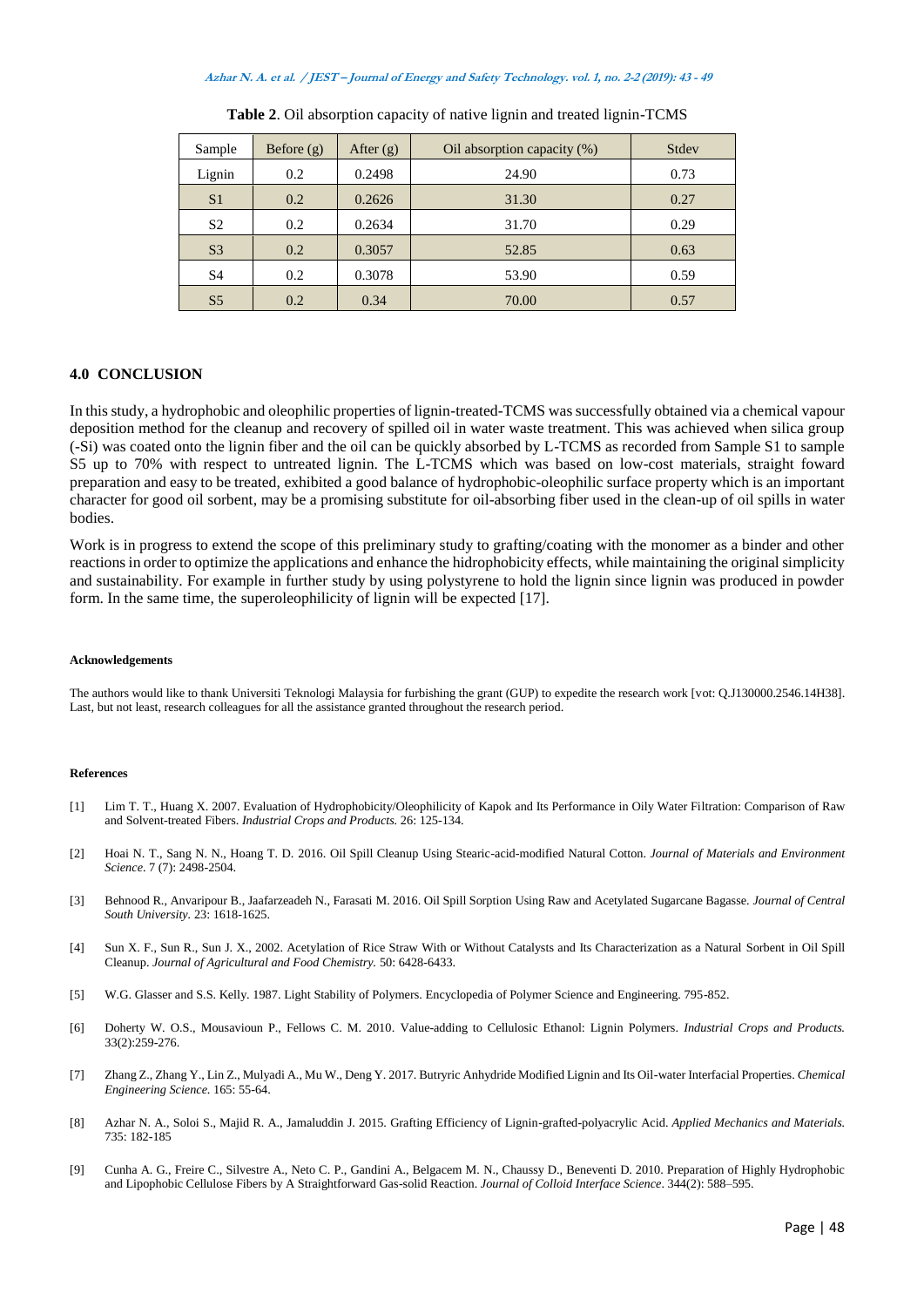**Table 2**. Oil absorption capacity of native lignin and treated lignin-TCMS

| Sample | Before (g) | After (g) | Oil absorption capacity (%) | Stdev |
|---|---|---|---|---|
| Lignin | 0.2 | 0.2498 | 24.90 | 0.73 |
| S1 | 0.2 | 0.2626 | 31.30 | 0.27 |
| S2 | 0.2 | 0.2634 | 31.70 | 0.29 |
| S3 | 0.2 | 0.3057 | 52.85 | 0.63 |
| S4 | 0.2 | 0.3078 | 53.90 | 0.59 |
| S5 | 0.2 | 0.34 | 70.00 | 0.57 |

## 4.0 CONCLUSION

In this study, a hydrophobic and oleophilic properties of lignin-treated-TCMS was successfully obtained via a chemical vapour deposition method for the cleanup and recovery of spilled oil in water waste treatment. This was achieved when silica group (-Si) was coated onto the lignin fiber and the oil can be quickly absorbed by L-TCMS as recorded from Sample S1 to sample S5 up to 70% with respect to untreated lignin. The L-TCMS which was based on low-cost materials, straight foward preparation and easy to be treated, exhibited a good balance of hydrophobic-oleophilic surface property which is an important character for good oil sorbent, may be a promising substitute for oil-absorbing fiber used in the clean-up of oil spills in water bodies.

Work is in progress to extend the scope of this preliminary study to grafting/coating with the monomer as a binder and other reactions in order to optimize the applications and enhance the hidrophobicity effects, while maintaining the original simplicity and sustainability. For example in further study by using polystyrene to hold the lignin since lignin was produced in powder form. In the same time, the superoleophilicity of lignin will be expected [17].

#### Acknowledgements

The authors would like to thank Universiti Teknologi Malaysia for furbishing the grant (GUP) to expedite the research work [vot: Q.J130000.2546.14H38]. Last, but not least, research colleagues for all the assistance granted throughout the research period.

#### References

[1] Lim T. T., Huang X. 2007. Evaluation of Hydrophobicity/Oleophilicity of Kapok and Its Performance in Oily Water Filtration: Comparison of Raw and Solvent-treated Fibers. *Industrial Crops and Products.* 26: 125-134.

[2] Hoai N. T., Sang N. N., Hoang T. D. 2016. Oil Spill Cleanup Using Stearic-acid-modified Natural Cotton. *Journal of Materials and Environment Science*. 7 (7): 2498-2504.

[3] Behnood R., Anvaripour B., Jaafarzeadeh N., Farasati M. 2016. Oil Spill Sorption Using Raw and Acetylated Sugarcane Bagasse. *Journal of Central South University.* 23: 1618-1625.

[4] Sun X. F., Sun R., Sun J. X., 2002. Acetylation of Rice Straw With or Without Catalysts and Its Characterization as a Natural Sorbent in Oil Spill Cleanup. *Journal of Agricultural and Food Chemistry.* 50: 6428-6433.

[5] W.G. Glasser and S.S. Kelly. 1987. Light Stability of Polymers. Encyclopedia of Polymer Science and Engineering. 795-852.

[6] Doherty W. O.S., Mousavioun P., Fellows C. M. 2010. Value-adding to Cellulosic Ethanol: Lignin Polymers. *Industrial Crops and Products.* 33(2):259-276.

[7] Zhang Z., Zhang Y., Lin Z., Mulyadi A., Mu W., Deng Y. 2017. Butryric Anhydride Modified Lignin and Its Oil-water Interfacial Properties. *Chemical Engineering Science.* 165: 55-64.

[8] Azhar N. A., Soloi S., Majid R. A., Jamaluddin J. 2015. Grafting Efficiency of Lignin-grafted-polyacrylic Acid. *Applied Mechanics and Materials.* 735: 182-185

[9] Cunha A. G., Freire C., Silvestre A., Neto C. P., Gandini A., Belgacem M. N., Chaussy D., Beneventi D. 2010. Preparation of Highly Hydrophobic and Lipophobic Cellulose Fibers by A Straightforward Gas-solid Reaction. *Journal of Colloid Interface Science*. 344(2): 588–595.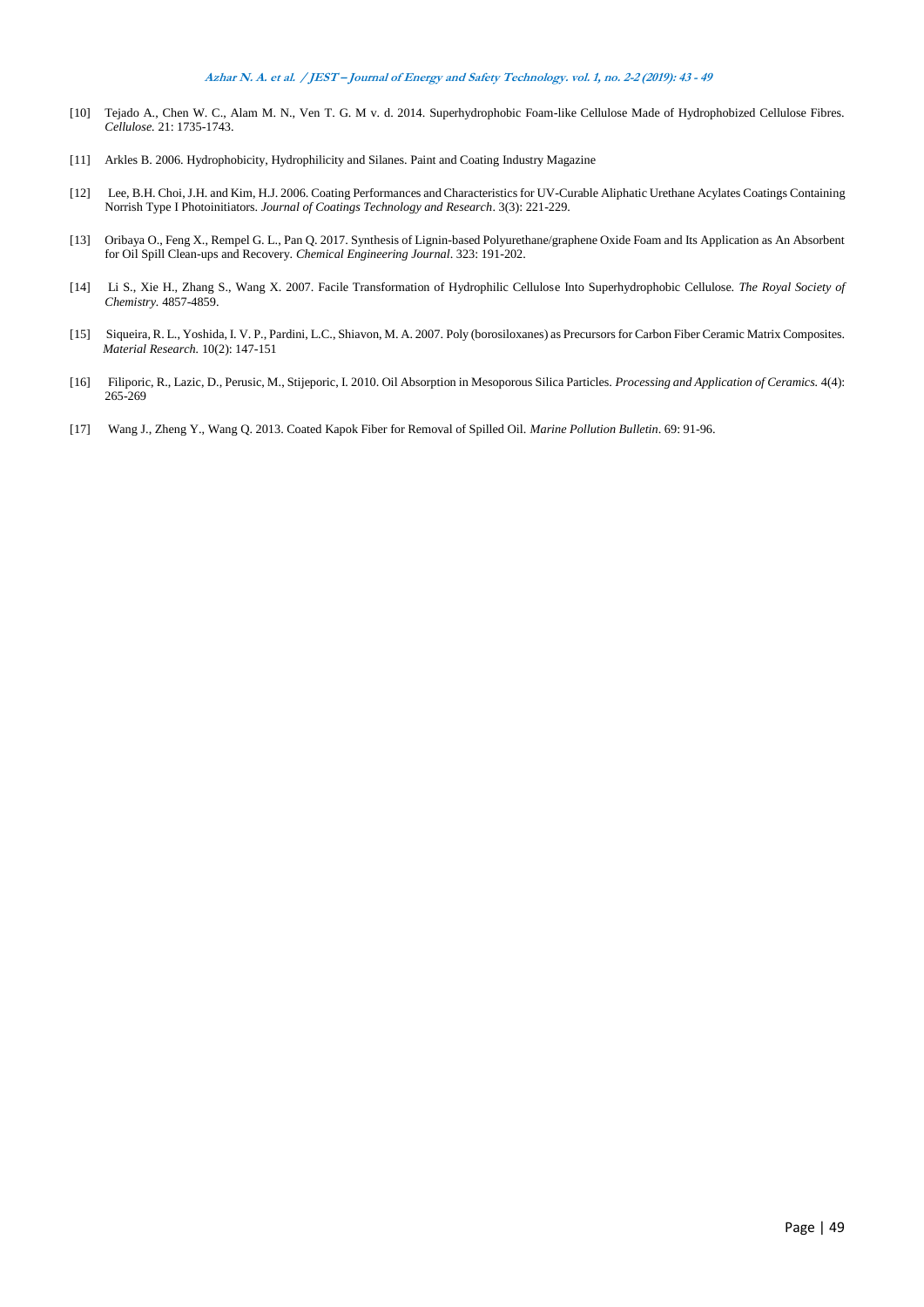[10] Tejado A., Chen W. C., Alam M. N., Ven T. G. M v. d. 2014. Superhydrophobic Foam-like Cellulose Made of Hydrophobized Cellulose Fibres. *Cellulose.* 21: 1735-1743.

[11] Arkles B. 2006. Hydrophobicity, Hydrophilicity and Silanes. Paint and Coating Industry Magazine

[12] Lee, B.H. Choi, J.H. and Kim, H.J. 2006. Coating Performances and Characteristics for UV-Curable Aliphatic Urethane Acylates Coatings Containing Norrish Type I Photoinitiators. *Journal of Coatings Technology and Research*. 3(3): 221-229.

[13] Oribaya O., Feng X., Rempel G. L., Pan Q. 2017. Synthesis of Lignin-based Polyurethane/graphene Oxide Foam and Its Application as An Absorbent for Oil Spill Clean-ups and Recovery. *Chemical Engineering Journal*. 323: 191-202.

[14] Li S., Xie H., Zhang S., Wang X. 2007. Facile Transformation of Hydrophilic Cellulose Into Superhydrophobic Cellulose. *The Royal Society of Chemistry.* 4857-4859.

[15] Siqueira, R. L., Yoshida, I. V. P., Pardini, L.C., Shiavon, M. A. 2007. Poly (borosiloxanes) as Precursors for Carbon Fiber Ceramic Matrix Composites. *Material Research.* 10(2): 147-151

[16] Filiporic, R., Lazic, D., Perusic, M., Stijeporic, I. 2010. Oil Absorption in Mesoporous Silica Particles. *Processing and Application of Ceramics.* 4(4): 265-269

[17] Wang J., Zheng Y., Wang Q. 2013. Coated Kapok Fiber for Removal of Spilled Oil. *Marine Pollution Bulletin*. 69: 91-96.